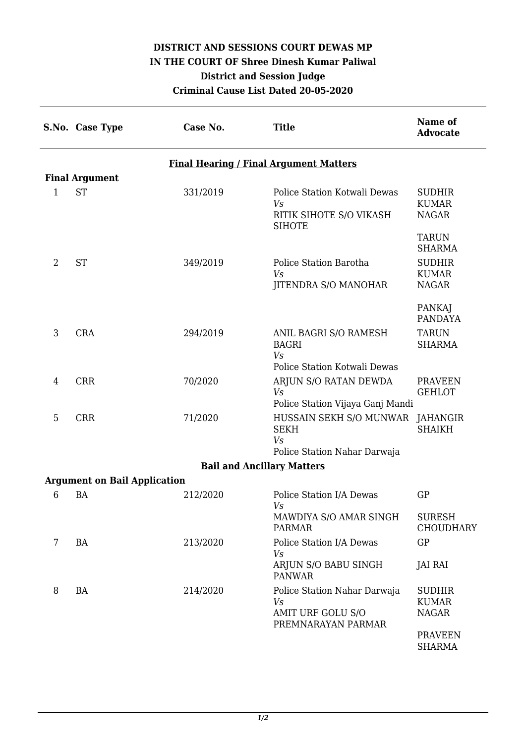**DISTRICT AND SESSIONS COURT DEWAS MP**
**IN THE COURT OF Shree Dinesh Kumar Paliwal**
**District and Session Judge**
**Criminal Cause List Dated 20-05-2020**

| S.No. | Case Type | Case No. | Title | Name of Advocate |
|---|---|---|---|---|
| | | | **Final Hearing / Final Argument Matters** | |
| **Final Argument** | | | | |
| 1 | ST | 331/2019 | Police Station Kotwali Dewas *Vs* RITIK SIHOTE S/O VIKASH SIHOTE | SUDHIR KUMAR NAGAR<br>TARUN SHARMA |
| 2 | ST | 349/2019 | Police Station Barotha *Vs* JITENDRA S/O MANOHAR | SUDHIR KUMAR NAGAR<br>PANKAJ PANDAYA |
| 3 | CRA | 294/2019 | ANIL BAGRI S/O RAMESH BAGRI *Vs* Police Station Kotwali Dewas | TARUN SHARMA |
| 4 | CRR | 70/2020 | ARJUN S/O RATAN DEWDA *Vs* Police Station Vijaya Ganj Mandi | PRAVEEN GEHLOT |
| 5 | CRR | 71/2020 | HUSSAIN SEKH S/O MUNWAR SEKH *Vs* Police Station Nahar Darwaja | JAHANGIR SHAIKH |
| | | | **Bail and Ancillary Matters** | |
| **Argument on Bail Application** | | | | |
| 6 | BA | 212/2020 | Police Station I/A Dewas *Vs* MAWDIYA S/O AMAR SINGH PARMAR | GP<br>SURESH CHOUDHARY |
| 7 | BA | 213/2020 | Police Station I/A Dewas *Vs* ARJUN S/O BABU SINGH PANWAR | GP<br>JAI RAI |
| 8 | BA | 214/2020 | Police Station Nahar Darwaja *Vs* AMIT URF GOLU S/O PREMNARAYAN PARMAR | SUDHIR KUMAR NAGAR<br>PRAVEEN SHARMA |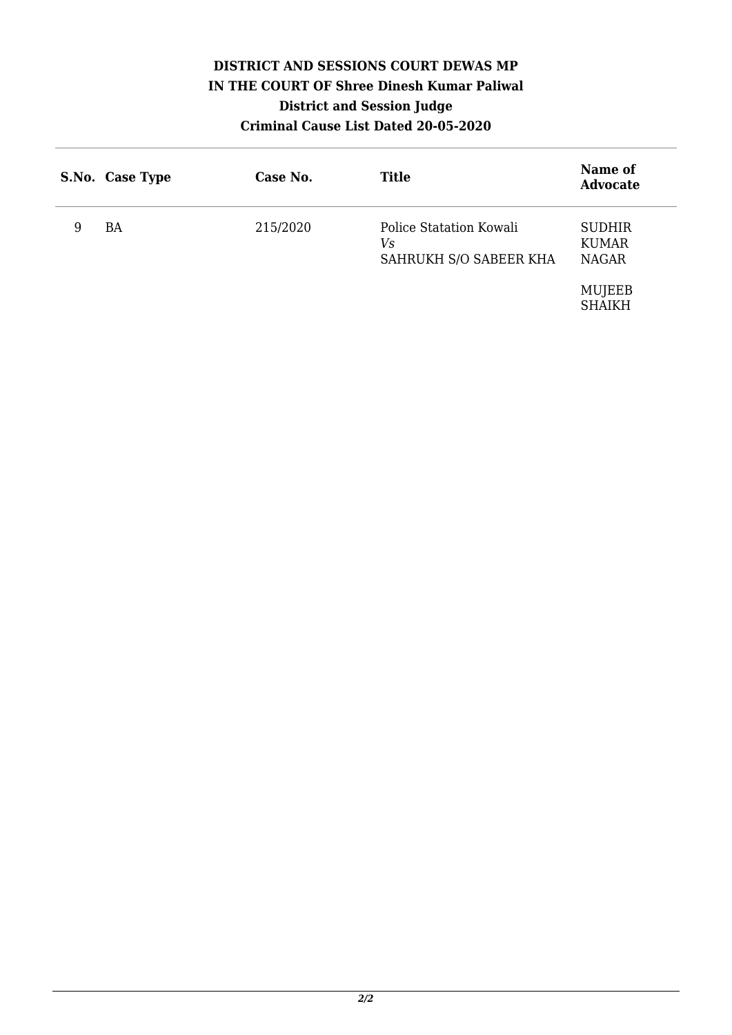**DISTRICT AND SESSIONS COURT DEWAS MP**
**IN THE COURT OF Shree Dinesh Kumar Paliwal**
**District and Session Judge**
**Criminal Cause List Dated 20-05-2020**

| S.No. | Case Type | Case No. | Title | Name of Advocate |
|---|---|---|---|---|
| 9 | BA | 215/2020 | Police Statation Kowali *Vs* SAHRUKH S/O SABEER KHA | SUDHIR KUMAR NAGAR<br><br>MUJEEB SHAIKH |